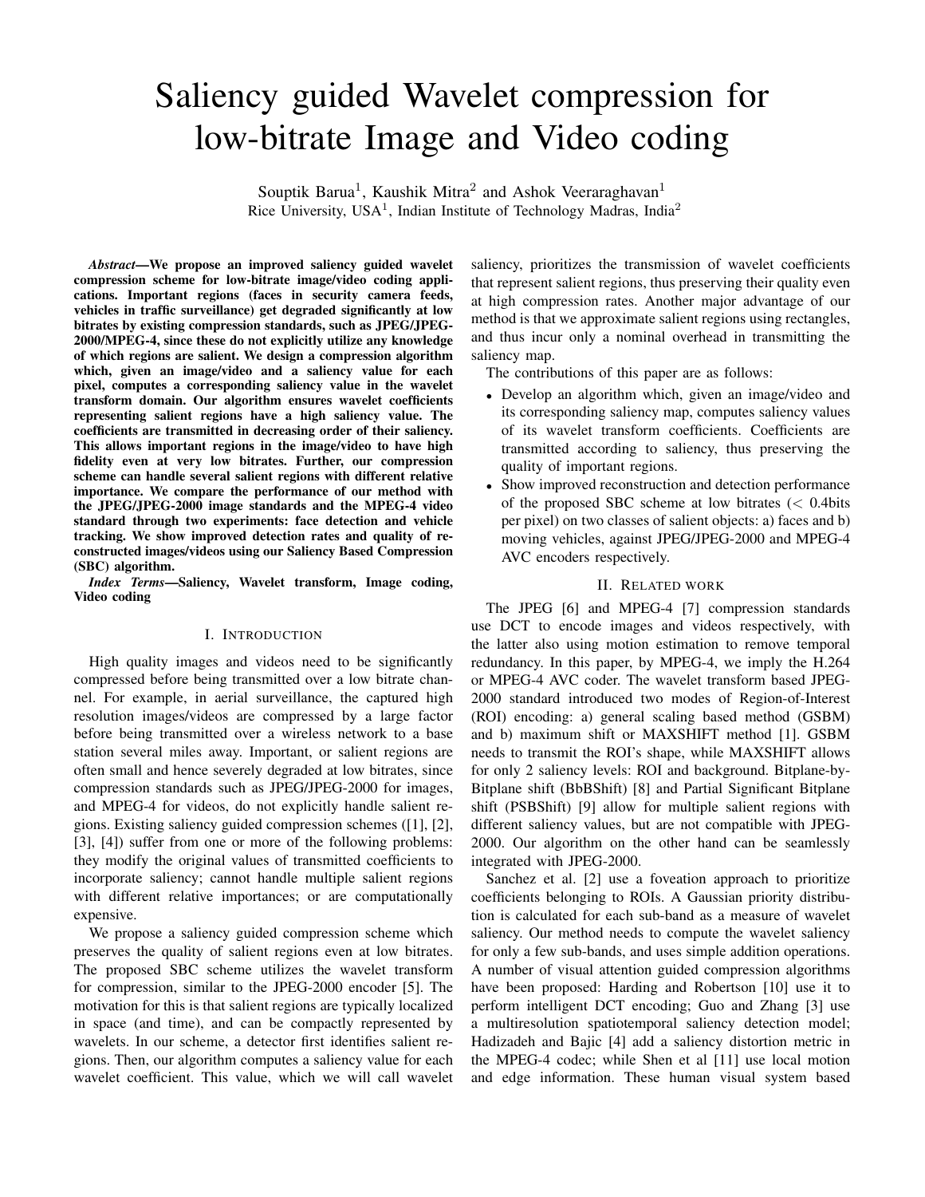# Saliency guided Wavelet compression for low-bitrate Image and Video coding

Souptik Barua[1], Kaushik Mitra[2] and Ashok Veeraraghavan[1]
Rice University, USA[1], Indian Institute of Technology Madras, India[2]

***Abstract*—We propose an improved saliency guided wavelet compression scheme for low-bitrate image/video coding applications. Important regions (faces in security camera feeds, vehicles in traffic surveillance) get degraded significantly at low bitrates by existing compression standards, such as JPEG/JPEG-2000/MPEG-4, since these do not explicitly utilize any knowledge of which regions are salient. We design a compression algorithm which, given an image/video and a saliency value for each pixel, computes a corresponding saliency value in the wavelet transform domain. Our algorithm ensures wavelet coefficients representing salient regions have a high saliency value. The coefficients are transmitted in decreasing order of their saliency. This allows important regions in the image/video to have high fidelity even at very low bitrates. Further, our compression scheme can handle several salient regions with different relative importance. We compare the performance of our method with the JPEG/JPEG-2000 image standards and the MPEG-4 video standard through two experiments: face detection and vehicle tracking. We show improved detection rates and quality of reconstructed images/videos using our Saliency Based Compression (SBC) algorithm.**

***Index Terms*—Saliency, Wavelet transform, Image coding, Video coding**

## I. Introduction

High quality images and videos need to be significantly compressed before being transmitted over a low bitrate channel. For example, in aerial surveillance, the captured high resolution images/videos are compressed by a large factor before being transmitted over a wireless network to a base station several miles away. Important, or salient regions are often small and hence severely degraded at low bitrates, since compression standards such as JPEG/JPEG-2000 for images, and MPEG-4 for videos, do not explicitly handle salient regions. Existing saliency guided compression schemes ([1], [2], [3], [4]) suffer from one or more of the following problems: they modify the original values of transmitted coefficients to incorporate saliency; cannot handle multiple salient regions with different relative importances; or are computationally expensive.

We propose a saliency guided compression scheme which preserves the quality of salient regions even at low bitrates. The proposed SBC scheme utilizes the wavelet transform for compression, similar to the JPEG-2000 encoder [5]. The motivation for this is that salient regions are typically localized in space (and time), and can be compactly represented by wavelets. In our scheme, a detector first identifies salient regions. Then, our algorithm computes a saliency value for each wavelet coefficient. This value, which we will call wavelet saliency, prioritizes the transmission of wavelet coefficients that represent salient regions, thus preserving their quality even at high compression rates. Another major advantage of our method is that we approximate salient regions using rectangles, and thus incur only a nominal overhead in transmitting the saliency map.

The contributions of this paper are as follows:

- Develop an algorithm which, given an image/video and its corresponding saliency map, computes saliency values of its wavelet transform coefficients. Coefficients are transmitted according to saliency, thus preserving the quality of important regions.
- Show improved reconstruction and detection performance of the proposed SBC scheme at low bitrates ($<$ 0.4bits per pixel) on two classes of salient objects: a) faces and b) moving vehicles, against JPEG/JPEG-2000 and MPEG-4 AVC encoders respectively.

## II. Related work

The JPEG [6] and MPEG-4 [7] compression standards use DCT to encode images and videos respectively, with the latter also using motion estimation to remove temporal redundancy. In this paper, by MPEG-4, we imply the H.264 or MPEG-4 AVC coder. The wavelet transform based JPEG-2000 standard introduced two modes of Region-of-Interest (ROI) encoding: a) general scaling based method (GSBM) and b) maximum shift or MAXSHIFT method [1]. GSBM needs to transmit the ROI's shape, while MAXSHIFT allows for only 2 saliency levels: ROI and background. Bitplane-by-Bitplane shift (BbBShift) [8] and Partial Significant Bitplane shift (PSBShift) [9] allow for multiple salient regions with different saliency values, but are not compatible with JPEG-2000. Our algorithm on the other hand can be seamlessly integrated with JPEG-2000.

Sanchez et al. [2] use a foveation approach to prioritize coefficients belonging to ROIs. A Gaussian priority distribution is calculated for each sub-band as a measure of wavelet saliency. Our method needs to compute the wavelet saliency for only a few sub-bands, and uses simple addition operations. A number of visual attention guided compression algorithms have been proposed: Harding and Robertson [10] use it to perform intelligent DCT encoding; Guo and Zhang [3] use a multiresolution spatiotemporal saliency detection model; Hadizadeh and Bajic [4] add a saliency distortion metric in the MPEG-4 codec; while Shen et al [11] use local motion and edge information. These human visual system based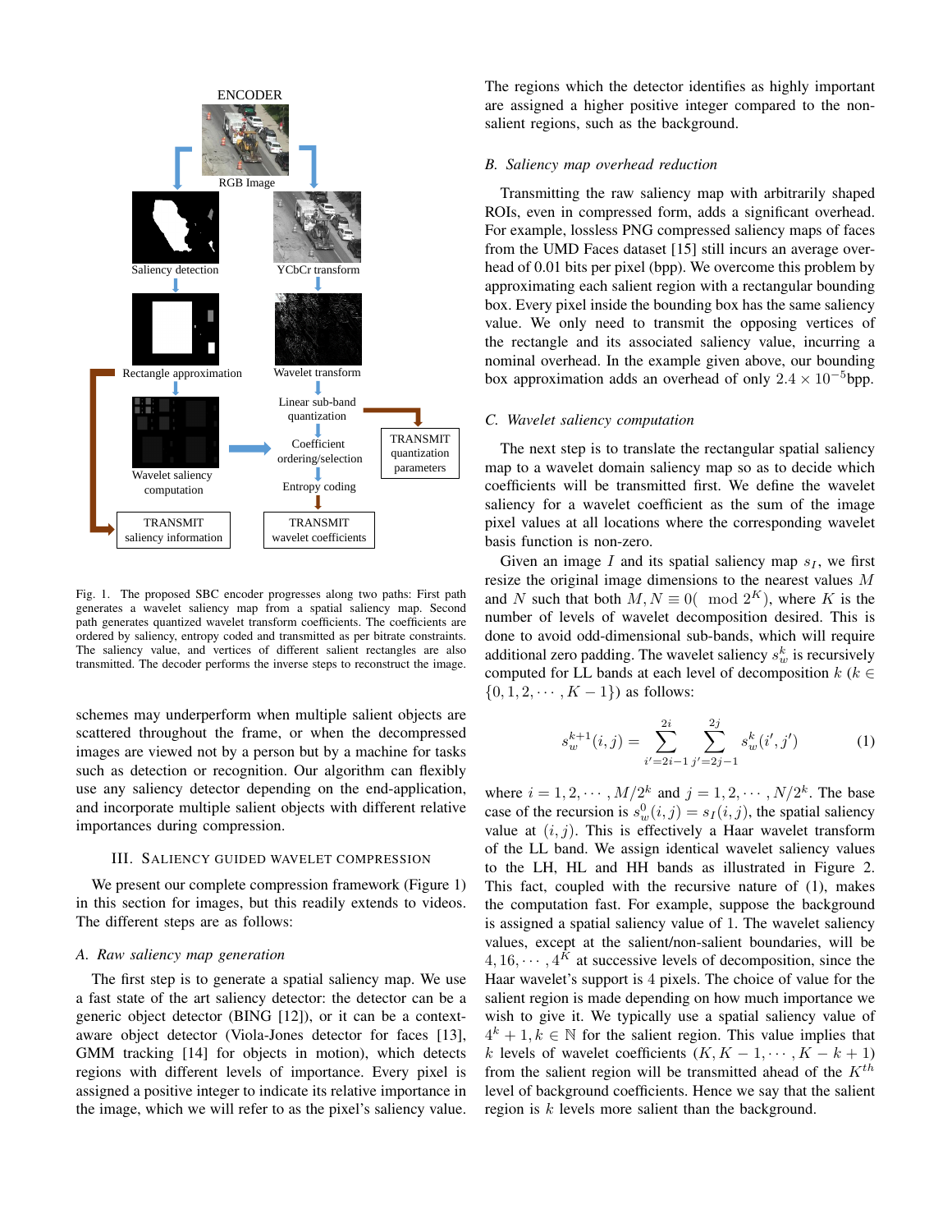Fig. 1. The proposed SBC encoder progresses along two paths: First path generates a wavelet saliency map from a spatial saliency map. Second path generates quantized wavelet transform coefficients. The coefficients are ordered by saliency, entropy coded and transmitted as per bitrate constraints. The saliency value, and vertices of different salient rectangles are also transmitted. The decoder performs the inverse steps to reconstruct the image.

schemes may underperform when multiple salient objects are scattered throughout the frame, or when the decompressed images are viewed not by a person but by a machine for tasks such as detection or recognition. Our algorithm can flexibly use any saliency detector depending on the end-application, and incorporate multiple salient objects with different relative importances during compression.

## III. Saliency Guided Wavelet Compression

We present our complete compression framework (Figure 1) in this section for images, but this readily extends to videos. The different steps are as follows:

### A. Raw saliency map generation

The first step is to generate a spatial saliency map. We use a fast state of the art saliency detector: the detector can be a generic object detector (BING [12]), or it can be a context-aware object detector (Viola-Jones detector for faces [13], GMM tracking [14] for objects in motion), which detects regions with different levels of importance. Every pixel is assigned a positive integer to indicate its relative importance in the image, which we will refer to as the pixel's saliency value. The regions which the detector identifies as highly important are assigned a higher positive integer compared to the non-salient regions, such as the background.

### B. Saliency map overhead reduction

Transmitting the raw saliency map with arbitrarily shaped ROIs, even in compressed form, adds a significant overhead. For example, lossless PNG compressed saliency maps of faces from the UMD Faces dataset [15] still incurs an average overhead of 0.01 bits per pixel (bpp). We overcome this problem by approximating each salient region with a rectangular bounding box. Every pixel inside the bounding box has the same saliency value. We only need to transmit the opposing vertices of the rectangle and its associated saliency value, incurring a nominal overhead. In the example given above, our bounding box approximation adds an overhead of only $2.4 \times 10^{-5}$bpp.

### C. Wavelet saliency computation

The next step is to translate the rectangular spatial saliency map to a wavelet domain saliency map so as to decide which coefficients will be transmitted first. We define the wavelet saliency for a wavelet coefficient as the sum of the image pixel values at all locations where the corresponding wavelet basis function is non-zero.

Given an image $I$ and its spatial saliency map $s_I$, we first resize the original image dimensions to the nearest values $M$ and $N$ such that both $M, N \equiv 0(\mod 2^K)$, where $K$ is the number of levels of wavelet decomposition desired. This is done to avoid odd-dimensional sub-bands, which will require additional zero padding. The wavelet saliency $s_w^k$ is recursively computed for LL bands at each level of decomposition $k$ ($k \in \{0, 1, 2, \cdots, K-1\}$) as follows:

$$s_w^{k+1}(i,j) = \sum_{i'=2i-1}^{2i} \sum_{j'=2j-1}^{2j} s_w^k(i',j') \tag{1}$$

where $i = 1, 2, \cdots, M/2^k$ and $j = 1, 2, \cdots, N/2^k$. The base case of the recursion is $s_w^0(i,j) = s_I(i,j)$, the spatial saliency value at $(i,j)$. This is effectively a Haar wavelet transform of the LL band. We assign identical wavelet saliency values to the LH, HL and HH bands as illustrated in Figure 2. This fact, coupled with the recursive nature of (1), makes the computation fast. For example, suppose the background is assigned a spatial saliency value of 1. The wavelet saliency values, except at the salient/non-salient boundaries, will be $4, 16, \cdots, 4^K$ at successive levels of decomposition, since the Haar wavelet's support is 4 pixels. The choice of value for the salient region is made depending on how much importance we wish to give it. We typically use a spatial saliency value of $4^k + 1, k \in \mathbb{N}$ for the salient region. This value implies that $k$ levels of wavelet coefficients ($K, K-1, \cdots, K-k+1$) from the salient region will be transmitted ahead of the $K^{th}$ level of background coefficients. Hence we say that the salient region is $k$ levels more salient than the background.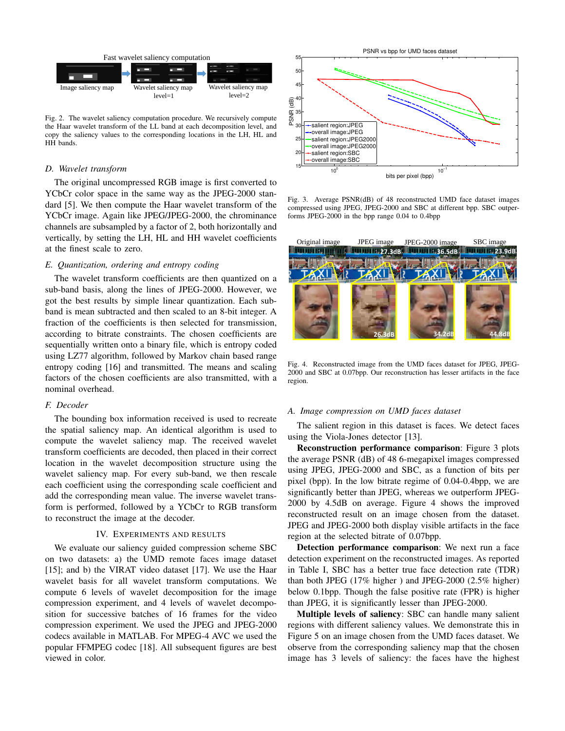Fast wavelet saliency computation

Image saliency map | Wavelet saliency map level=1 | Wavelet saliency map level=2

Fig. 2. The wavelet saliency computation procedure. We recursively compute the Haar wavelet transform of the LL band at each decomposition level, and copy the saliency values to the corresponding locations in the LH, HL and HH bands.

### D. Wavelet transform

The original uncompressed RGB image is first converted to YCbCr color space in the same way as the JPEG-2000 standard [5]. We then compute the Haar wavelet transform of the YCbCr image. Again like JPEG/JPEG-2000, the chrominance channels are subsampled by a factor of 2, both horizontally and vertically, by setting the LH, HL and HH wavelet coefficients at the finest scale to zero.

### E. Quantization, ordering and entropy coding

The wavelet transform coefficients are then quantized on a sub-band basis, along the lines of JPEG-2000. However, we got the best results by simple linear quantization. Each sub-band is mean subtracted and then scaled to an 8-bit integer. A fraction of the coefficients is then selected for transmission, according to bitrate constraints. The chosen coefficients are sequentially written onto a binary file, which is entropy coded using LZ77 algorithm, followed by Markov chain based range entropy coding [16] and transmitted. The means and scaling factors of the chosen coefficients are also transmitted, with a nominal overhead.

### F. Decoder

The bounding box information received is used to recreate the spatial saliency map. An identical algorithm is used to compute the wavelet saliency map. The received wavelet transform coefficients are decoded, then placed in their correct location in the wavelet decomposition structure using the wavelet saliency map. For every sub-band, we then rescale each coefficient using the corresponding scale coefficient and add the corresponding mean value. The inverse wavelet transform is performed, followed by a YCbCr to RGB transform to reconstruct the image at the decoder.

## IV. Experiments and Results

We evaluate our saliency guided compression scheme SBC on two datasets: a) the UMD remote faces image dataset [15]; and b) the VIRAT video dataset [17]. We use the Haar wavelet basis for all wavelet transform computations. We compute 6 levels of wavelet decomposition for the image compression experiment, and 4 levels of wavelet decomposition for successive batches of 16 frames for the video compression experiment. We used the JPEG and JPEG-2000 codecs available in MATLAB. For MPEG-4 AVC we used the popular FFMPEG codec [18]. All subsequent figures are best viewed in color.

Fig. 3. Average PSNR(dB) of 48 reconstructed UMD face dataset images compressed using JPEG, JPEG-2000 and SBC at different bpp. SBC outperforms JPEG-2000 in the bpp range 0.04 to 0.4bpp

Fig. 4. Reconstructed image from the UMD faces dataset for JPEG, JPEG-2000 and SBC at 0.07bpp. Our reconstruction has lesser artifacts in the face region.

### A. Image compression on UMD faces dataset

The salient region in this dataset is faces. We detect faces using the Viola-Jones detector [13].

**Reconstruction performance comparison**: Figure 3 plots the average PSNR (dB) of 48 6-megapixel images compressed using JPEG, JPEG-2000 and SBC, as a function of bits per pixel (bpp). In the low bitrate regime of 0.04-0.4bpp, we are significantly better than JPEG, whereas we outperform JPEG-2000 by 4.5dB on average. Figure 4 shows the improved reconstructed result on an image chosen from the dataset. JPEG and JPEG-2000 both display visible artifacts in the face region at the selected bitrate of 0.07bpp.

**Detection performance comparison**: We next run a face detection experiment on the reconstructed images. As reported in Table I, SBC has a better true face detection rate (TDR) than both JPEG (17% higher ) and JPEG-2000 (2.5% higher) below 0.1bpp. Though the false positive rate (FPR) is higher than JPEG, it is significantly lesser than JPEG-2000.

**Multiple levels of saliency**: SBC can handle many salient regions with different saliency values. We demonstrate this in Figure 5 on an image chosen from the UMD faces dataset. We observe from the corresponding saliency map that the chosen image has 3 levels of saliency: the faces have the highest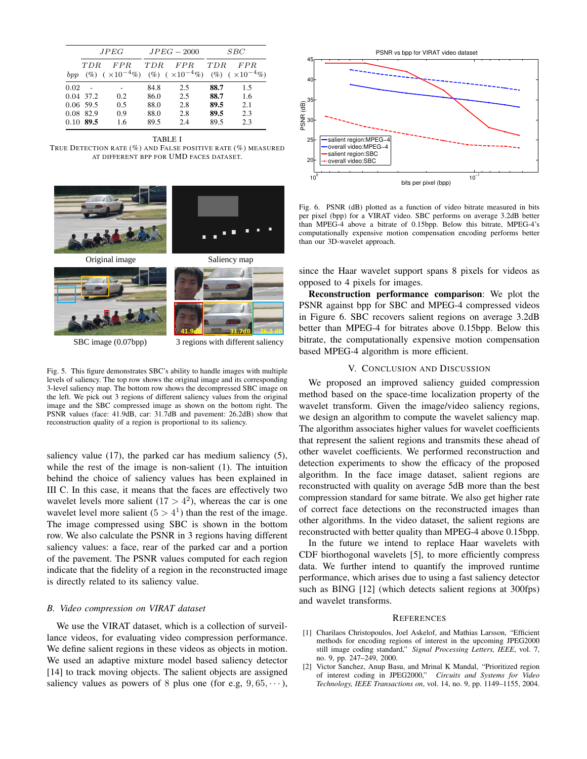| | *JPEG* | | *JPEG − 2000* | | *SBC* | |
|---|---|---|---|---|---|---|
| *bpp* | *TDR* (%) | *FPR* ($\times 10^{-4}$%) | *TDR* (%) | *FPR* ($\times 10^{-4}$%) | *TDR* (%) | *FPR* ($\times 10^{-4}$%) |
| 0.02 | - | - | 84.8 | 2.5 | **88.7** | 1.5 |
| 0.04 | 37.2 | 0.2 | 86.0 | 2.5 | **88.7** | 1.6 |
| 0.06 | 59.5 | 0.5 | 88.0 | 2.8 | **89.5** | 2.1 |
| 0.08 | 82.9 | 0.9 | 88.0 | 2.8 | **89.5** | 2.3 |
| 0.10 | **89.5** | 1.6 | 89.5 | 2.4 | 89.5 | 2.3 |

TABLE I
TRUE DETECTION RATE (%) AND FALSE POSITIVE RATE (%) MEASURED AT DIFFERENT BPP FOR UMD FACES DATASET.

Original image — Saliency map — SBC image (0.07bpp) — 3 regions with different saliency

Fig. 5. This figure demonstrates SBC's ability to handle images with multiple levels of saliency. The top row shows the original image and its corresponding 3-level saliency map. The bottom row shows the decompressed SBC image on the left. We pick out 3 regions of different saliency values from the original image and the SBC compressed image as shown on the bottom right. The PSNR values (face: 41.9dB, car: 31.7dB and pavement: 26.2dB) show that reconstruction quality of a region is proportional to its saliency.

saliency value (17), the parked car has medium saliency (5), while the rest of the image is non-salient (1). The intuition behind the choice of saliency values has been explained in III C. In this case, it means that the faces are effectively two wavelet levels more salient ($17 > 4^2$), whereas the car is one wavelet level more salient ($5 > 4^1$) than the rest of the image. The image compressed using SBC is shown in the bottom row. We also calculate the PSNR in 3 regions having different saliency values: a face, rear of the parked car and a portion of the pavement. The PSNR values computed for each region indicate that the fidelity of a region in the reconstructed image is directly related to its saliency value.

### *B. Video compression on VIRAT dataset*

We use the VIRAT dataset, which is a collection of surveillance videos, for evaluating video compression performance. We define salient regions in these videos as objects in motion. We used an adaptive mixture model based saliency detector [14] to track moving objects. The salient objects are assigned saliency values as powers of 8 plus one (for e.g, $9, 65, \cdots$), since the Haar wavelet support spans 8 pixels for videos as opposed to 4 pixels for images.

Fig. 6. PSNR (dB) plotted as a function of video bitrate measured in bits per pixel (bpp) for a VIRAT video. SBC performs on average 3.2dB better than MPEG-4 above a bitrate of 0.15bpp. Below this bitrate, MPEG-4's computationally expensive motion compensation encoding performs better than our 3D-wavelet approach.

**Reconstruction performance comparison**: We plot the PSNR against bpp for SBC and MPEG-4 compressed videos in Figure 6. SBC recovers salient regions on average 3.2dB better than MPEG-4 for bitrates above 0.15bpp. Below this bitrate, the computationally expensive motion compensation based MPEG-4 algorithm is more efficient.

## V. Conclusion and Discussion

We proposed an improved saliency guided compression method based on the space-time localization property of the wavelet transform. Given the image/video saliency regions, we design an algorithm to compute the wavelet saliency map. The algorithm associates higher values for wavelet coefficients that represent the salient regions and transmits these ahead of other wavelet coefficients. We performed reconstruction and detection experiments to show the efficacy of the proposed algorithm. In the face image dataset, salient regions are reconstructed with quality on average 5dB more than the best compression standard for same bitrate. We also get higher rate of correct face detections on the reconstructed images than other algorithms. In the video dataset, the salient regions are reconstructed with better quality than MPEG-4 above 0.15bpp.

In the future we intend to replace Haar wavelets with CDF biorthogonal wavelets [5], to more efficiently compress data. We further intend to quantify the improved runtime performance, which arises due to using a fast saliency detector such as BING [12] (which detects salient regions at 300fps) and wavelet transforms.

## References

[1] Charilaos Christopoulos, Joel Askelof, and Mathias Larsson, "Efficient methods for encoding regions of interest in the upcoming JPEG2000 still image coding standard," *Signal Processing Letters, IEEE*, vol. 7, no. 9, pp. 247–249, 2000.

[2] Victor Sanchez, Anup Basu, and Mrinal K Mandal, "Prioritized region of interest coding in JPEG2000," *Circuits and Systems for Video Technology, IEEE Transactions on*, vol. 14, no. 9, pp. 1149–1155, 2004.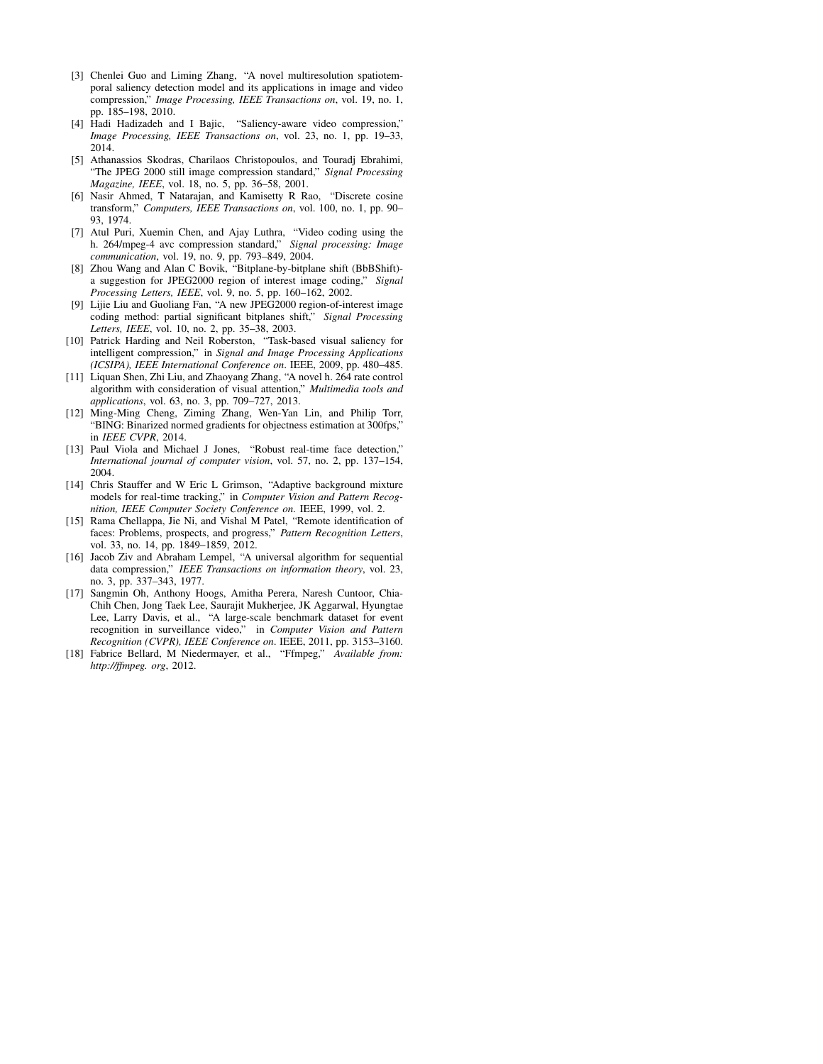[3] Chenlei Guo and Liming Zhang, "A novel multiresolution spatiotemporal saliency detection model and its applications in image and video compression," *Image Processing, IEEE Transactions on*, vol. 19, no. 1, pp. 185–198, 2010.

[4] Hadi Hadizadeh and I Bajic, "Saliency-aware video compression," *Image Processing, IEEE Transactions on*, vol. 23, no. 1, pp. 19–33, 2014.

[5] Athanassios Skodras, Charilaos Christopoulos, and Touradj Ebrahimi, "The JPEG 2000 still image compression standard," *Signal Processing Magazine, IEEE*, vol. 18, no. 5, pp. 36–58, 2001.

[6] Nasir Ahmed, T Natarajan, and Kamisetty R Rao, "Discrete cosine transform," *Computers, IEEE Transactions on*, vol. 100, no. 1, pp. 90–93, 1974.

[7] Atul Puri, Xuemin Chen, and Ajay Luthra, "Video coding using the h. 264/mpeg-4 avc compression standard," *Signal processing: Image communication*, vol. 19, no. 9, pp. 793–849, 2004.

[8] Zhou Wang and Alan C Bovik, "Bitplane-by-bitplane shift (BbBShift)-a suggestion for JPEG2000 region of interest image coding," *Signal Processing Letters, IEEE*, vol. 9, no. 5, pp. 160–162, 2002.

[9] Lijie Liu and Guoliang Fan, "A new JPEG2000 region-of-interest image coding method: partial significant bitplanes shift," *Signal Processing Letters, IEEE*, vol. 10, no. 2, pp. 35–38, 2003.

[10] Patrick Harding and Neil Roberston, "Task-based visual saliency for intelligent compression," in *Signal and Image Processing Applications (ICSIPA), IEEE International Conference on*. IEEE, 2009, pp. 480–485.

[11] Liquan Shen, Zhi Liu, and Zhaoyang Zhang, "A novel h. 264 rate control algorithm with consideration of visual attention," *Multimedia tools and applications*, vol. 63, no. 3, pp. 709–727, 2013.

[12] Ming-Ming Cheng, Ziming Zhang, Wen-Yan Lin, and Philip Torr, "BING: Binarized normed gradients for objectness estimation at 300fps," in *IEEE CVPR*, 2014.

[13] Paul Viola and Michael J Jones, "Robust real-time face detection," *International journal of computer vision*, vol. 57, no. 2, pp. 137–154, 2004.

[14] Chris Stauffer and W Eric L Grimson, "Adaptive background mixture models for real-time tracking," in *Computer Vision and Pattern Recognition, IEEE Computer Society Conference on*. IEEE, 1999, vol. 2.

[15] Rama Chellappa, Jie Ni, and Vishal M Patel, "Remote identification of faces: Problems, prospects, and progress," *Pattern Recognition Letters*, vol. 33, no. 14, pp. 1849–1859, 2012.

[16] Jacob Ziv and Abraham Lempel, "A universal algorithm for sequential data compression," *IEEE Transactions on information theory*, vol. 23, no. 3, pp. 337–343, 1977.

[17] Sangmin Oh, Anthony Hoogs, Amitha Perera, Naresh Cuntoor, Chia-Chih Chen, Jong Taek Lee, Saurajit Mukherjee, JK Aggarwal, Hyungtae Lee, Larry Davis, et al., "A large-scale benchmark dataset for event recognition in surveillance video," in *Computer Vision and Pattern Recognition (CVPR), IEEE Conference on*. IEEE, 2011, pp. 3153–3160.

[18] Fabrice Bellard, M Niedermayer, et al., "Ffmpeg," *Available from: http://ffmpeg. org*, 2012.